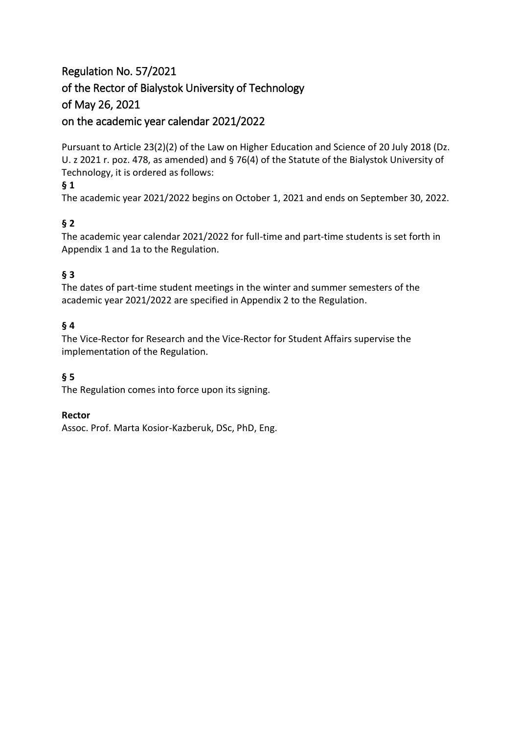# Regulation No. 57/2021
# of the Rector of Bialystok University of Technology
# of May 26, 2021
# on the academic year calendar 2021/2022

Pursuant to Article 23(2)(2) of the Law on Higher Education and Science of 20 July 2018 (Dz. U. z 2021 r. poz. 478, as amended) and § 76(4) of the Statute of the Bialystok University of Technology, it is ordered as follows:

**§ 1**

The academic year 2021/2022 begins on October 1, 2021 and ends on September 30, 2022.

**§ 2**

The academic year calendar 2021/2022 for full-time and part-time students is set forth in Appendix 1 and 1a to the Regulation.

**§ 3**

The dates of part-time student meetings in the winter and summer semesters of the academic year 2021/2022 are specified in Appendix 2 to the Regulation.

**§ 4**

The Vice-Rector for Research and the Vice-Rector for Student Affairs supervise the implementation of the Regulation.

**§ 5**

The Regulation comes into force upon its signing.

**Rector**

Assoc. Prof. Marta Kosior-Kazberuk, DSc, PhD, Eng.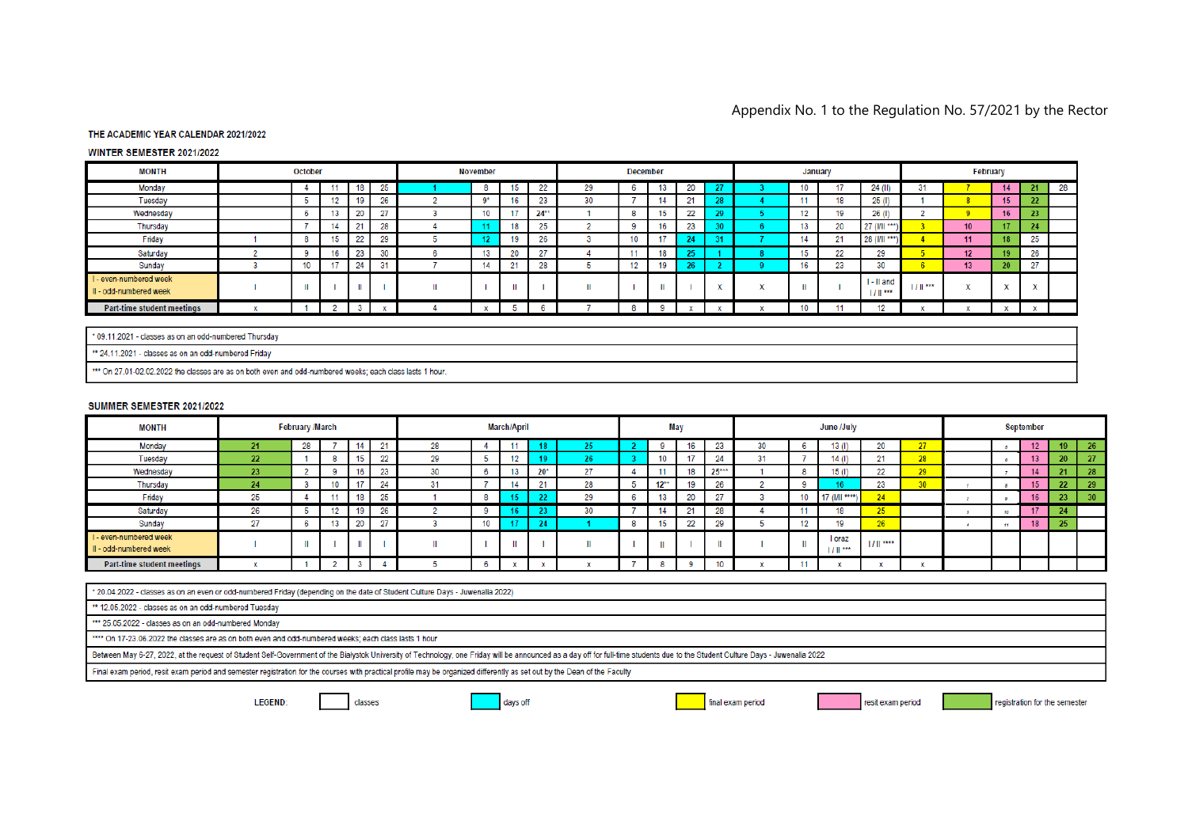Appendix No. 1 to the Regulation No. 57/2021 by the Rector

THE ACADEMIC YEAR CALENDAR 2021/2022

WINTER SEMESTER 2021/2022

| MONTH | October | | | | | November | | | | | December | | | | | January | | | | February | | | | |
|---|---|---|---|---|---|---|---|---|---|---|---|---|---|---|---|---|---|---|---|---|---|---|---|---|
| Monday | | 4 | 11 | 18 | 25 | 1 | 8 | 15 | 22 | 29 | 6 | 13 | 20 | 27 | 3 | 10 | 17 | 24 (II) | 31 | 7 | 14 | 21 | 28 |
| Tuesday | | 5 | 12 | 19 | 26 | 2 | 9* | 16 | 23 | 30 | 7 | 14 | 21 | 28 | 4 | 11 | 18 | 25 (I) | 1 | 8 | 15 | 22 | |
| Wednesday | | 6 | 13 | 20 | 27 | 3 | 10 | 17 | 24** | 1 | 8 | 15 | 22 | 29 | 5 | 12 | 19 | 26 (I) | 2 | 9 | 16 | 23 | |
| Thursday | | 7 | 14 | 21 | 28 | 4 | 11 | 18 | 25 | 2 | 9 | 16 | 23 | 30 | 6 | 13 | 20 | 27 (I/II ***) | 3 | 10 | 17 | 24 | |
| Friday | 1 | 8 | 15 | 22 | 29 | 5 | 12 | 19 | 26 | 3 | 10 | 17 | 24 | 31 | 7 | 14 | 21 | 28 (I/II ***) | 4 | 11 | 18 | 25 | |
| Saturday | 2 | 9 | 16 | 23 | 30 | 6 | 13 | 20 | 27 | 4 | 11 | 18 | 25 | 1 | 8 | 15 | 22 | 29 | 5 | 12 | 19 | 26 | |
| Sunday | 3 | 10 | 17 | 24 | 31 | 7 | 14 | 21 | 28 | 5 | 12 | 19 | 26 | 2 | 9 | 16 | 23 | 30 | 6 | 13 | 20 | 27 | |
| I - even-numbered week<br>II - odd-numbered week | I | II | I | II | I | II | I | II | I | II | I | II | I | x | x | II | I | I - II and I / II *** | I / II *** | x | x | x | |
| Part-time student meetings | x | 1 | 2 | 3 | x | 4 | x | 5 | 6 | 7 | 8 | 9 | x | x | x | 10 | 11 | 12 | x | x | x | x | |

| |
|---|
| * 09.11.2021 - classes as on an odd-numbered Thursday |
| ** 24.11.2021 - classes as on an odd-numbered Friday |
| *** On 27.01-02.02.2022 the classes are as on both even and odd-numbered weeks; each class lasts 1 hour. |

SUMMER SEMESTER 2021/2022

| MONTH | February /March | | | | | March/April | | | | | May | | | | June /July | | | | | September | | | | |
|---|---|---|---|---|---|---|---|---|---|---|---|---|---|---|---|---|---|---|---|---|---|---|---|---|
| Monday | 21 | 28 | 7 | 14 | 21 | 28 | 4 | 11 | 18 | 25 | 2 | 9 | 16 | 23 | 30 | 6 | 13 (I) | 20 | 27 | | 5 | 12 | 19 | 26 |
| Tuesday | 22 | 1 | 8 | 15 | 22 | 29 | 5 | 12 | 19 | 26 | 3 | 10 | 17 | 24 | 31 | 7 | 14 (I) | 21 | 28 | | 6 | 13 | 20 | 27 |
| Wednesday | 23 | 2 | 9 | 16 | 23 | 30 | 6 | 13 | 20* | 27 | 4 | 11 | 18 | 25*** | 1 | 8 | 15 (I) | 22 | 29 | | 7 | 14 | 21 | 28 |
| Thursday | 24 | 3 | 10 | 17 | 24 | 31 | 7 | 14 | 21 | 28 | 5 | 12** | 19 | 26 | 2 | 9 | 16 | 23 | 30 | 1 | 8 | 15 | 22 | 29 |
| Friday | 25 | 4 | 11 | 18 | 25 | 1 | 8 | 15 | 22 | 29 | 6 | 13 | 20 | 27 | 3 | 10 | 17 (I/II ****) | 24 | | 2 | 9 | 16 | 23 | 30 |
| Saturday | 26 | 5 | 12 | 19 | 26 | 2 | 9 | 16 | 23 | 30 | 7 | 14 | 21 | 28 | 4 | 11 | 18 | 25 | | 3 | 10 | 17 | 24 | |
| Sunday | 27 | 6 | 13 | 20 | 27 | 3 | 10 | 17 | 24 | 1 | 8 | 15 | 22 | 29 | 5 | 12 | 19 | 26 | | 4 | 11 | 18 | 25 | |
| I - even-numbered week<br>II - odd-numbered week | I | II | I | II | I | II | I | II | I | II | I | II | I | II | I | II | I oraz I / II *** | I / II **** | | | | | | |
| Part-time student meetings | x | 1 | 2 | 3 | 4 | 5 | 6 | x | x | x | 7 | 8 | 9 | 10 | x | 11 | x | x | x | | | | | |

| |
|---|
| * 20.04.2022 - classes as on an even or odd-numbered Friday (depending on the date of Student Culture Days - Juwenalia 2022) |
| ** 12.05.2022 - classes as on an odd-numbered Tuesday |
| *** 25.05.2022 - classes as on an odd-numbered Monday |
| **** On 17-23.06.2022 the classes are as on both even and odd-numbered weeks; each class lasts 1 hour |
| Between May 6-27, 2022, at the request of Student Self-Government of the Bialystok University of Technology, one Friday will be announced as a day off for full-time students due to the Student Culture Days - Juwenalia 2022 |
| Final exam period, resit exam period and semester registration for the courses with practical profile may be organized differently as set out by the Dean of the Faculty |

LEGEND: classes (white) | days off (cyan) | final exam period (yellow) | resit exam period (pink) | registration for the semester (green)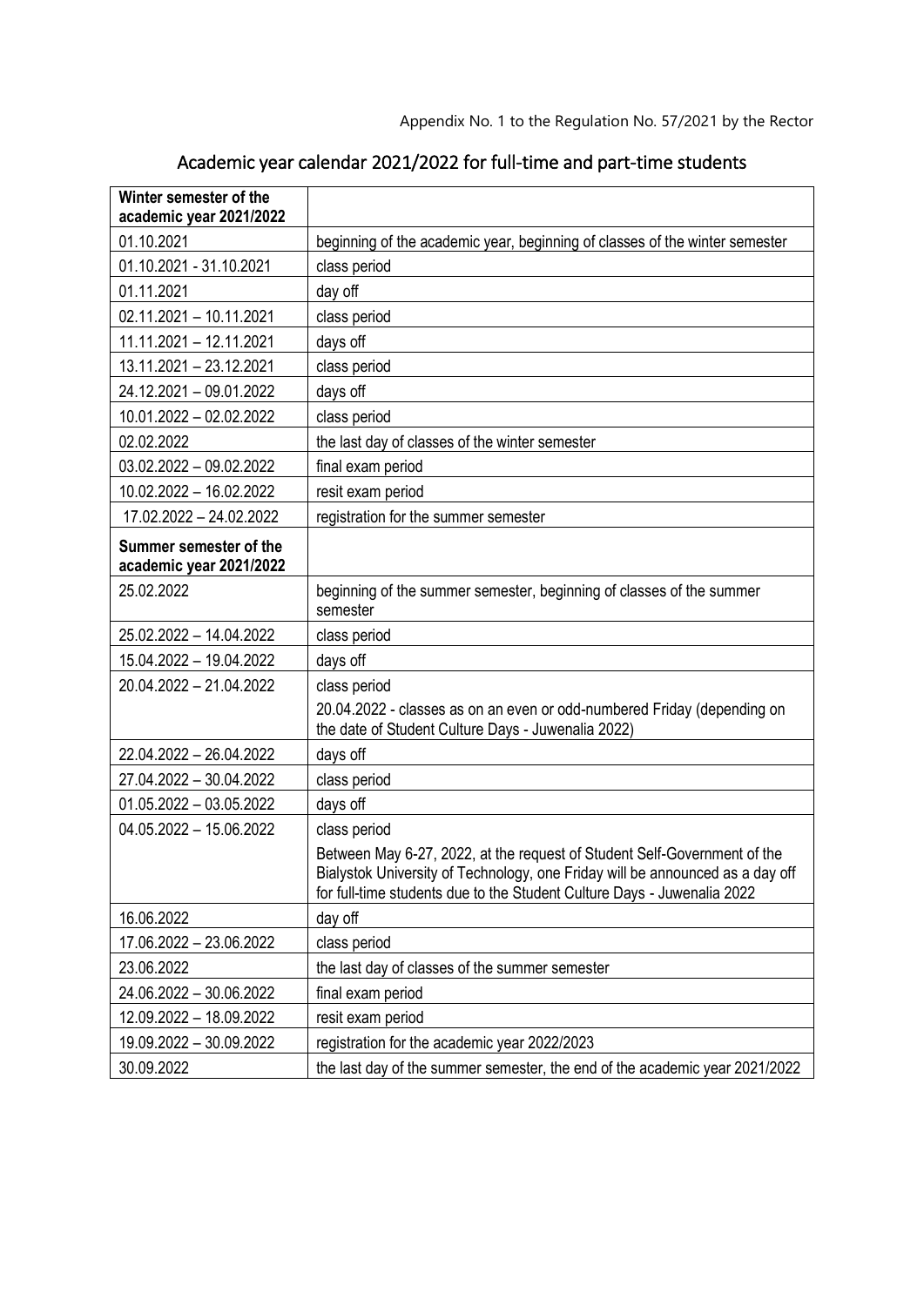Appendix No. 1 to the Regulation No. 57/2021 by the Rector

# Academic year calendar 2021/2022 for full-time and part-time students

| **Winter semester of the academic year 2021/2022** | |
|---|---|
| 01.10.2021 | beginning of the academic year, beginning of classes of the winter semester |
| 01.10.2021 - 31.10.2021 | class period |
| 01.11.2021 | day off |
| 02.11.2021 – 10.11.2021 | class period |
| 11.11.2021 – 12.11.2021 | days off |
| 13.11.2021 – 23.12.2021 | class period |
| 24.12.2021 – 09.01.2022 | days off |
| 10.01.2022 – 02.02.2022 | class period |
| 02.02.2022 | the last day of classes of the winter semester |
| 03.02.2022 – 09.02.2022 | final exam period |
| 10.02.2022 – 16.02.2022 | resit exam period |
| 17.02.2022 – 24.02.2022 | registration for the summer semester |
| **Summer semester of the academic year 2021/2022** | |
| 25.02.2022 | beginning of the summer semester, beginning of classes of the summer semester |
| 25.02.2022 – 14.04.2022 | class period |
| 15.04.2022 – 19.04.2022 | days off |
| 20.04.2022 – 21.04.2022 | class period<br>20.04.2022 - classes as on an even or odd-numbered Friday (depending on the date of Student Culture Days - Juwenalia 2022) |
| 22.04.2022 – 26.04.2022 | days off |
| 27.04.2022 – 30.04.2022 | class period |
| 01.05.2022 – 03.05.2022 | days off |
| 04.05.2022 – 15.06.2022 | class period<br>Between May 6-27, 2022, at the request of Student Self-Government of the Bialystok University of Technology, one Friday will be announced as a day off for full-time students due to the Student Culture Days - Juwenalia 2022 |
| 16.06.2022 | day off |
| 17.06.2022 – 23.06.2022 | class period |
| 23.06.2022 | the last day of classes of the summer semester |
| 24.06.2022 – 30.06.2022 | final exam period |
| 12.09.2022 – 18.09.2022 | resit exam period |
| 19.09.2022 – 30.09.2022 | registration for the academic year 2022/2023 |
| 30.09.2022 | the last day of the summer semester, the end of the academic year 2021/2022 |